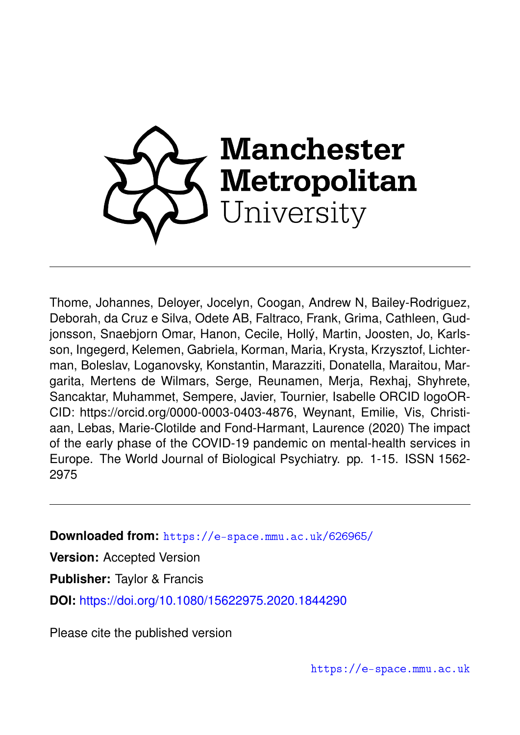Manchester Metropolitan University

Thome, Johannes, Deloyer, Jocelyn, Coogan, Andrew N, Bailey-Rodriguez, Deborah, da Cruz e Silva, Odete AB, Faltraco, Frank, Grima, Cathleen, Gudjonsson, Snaebjorn Omar, Hanon, Cecile, Hollý, Martin, Joosten, Jo, Karlsson, Ingegerd, Kelemen, Gabriela, Korman, Maria, Krysta, Krzysztof, Lichterman, Boleslav, Loganovsky, Konstantin, Marazziti, Donatella, Maraitou, Margarita, Mertens de Wilmars, Serge, Reunamen, Merja, Rexhaj, Shyhrete, Sancaktar, Muhammet, Sempere, Javier, Tournier, Isabelle ORCID logoORCID: https://orcid.org/0000-0003-0403-4876, Weynant, Emilie, Vis, Christiaan, Lebas, Marie-Clotilde and Fond-Harmant, Laurence (2020) The impact of the early phase of the COVID-19 pandemic on mental-health services in Europe. The World Journal of Biological Psychiatry. pp. 1-15. ISSN 1562-2975

---

**Downloaded from:** https://e-space.mmu.ac.uk/626965/

**Version:** Accepted Version

**Publisher:** Taylor & Francis

**DOI:** https://doi.org/10.1080/15622975.2020.1844290

Please cite the published version

https://e-space.mmu.ac.uk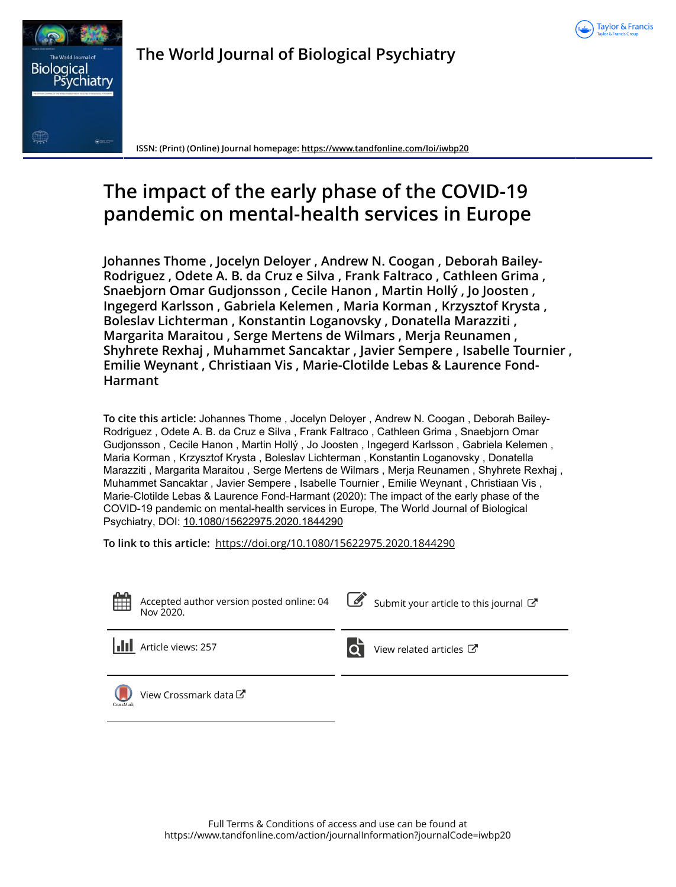# The impact of the early phase of the COVID-19 pandemic on mental-health services in Europe

**Johannes Thome , Jocelyn Deloyer , Andrew N. Coogan , Deborah Bailey-Rodriguez , Odete A. B. da Cruz e Silva , Frank Faltraco , Cathleen Grima , Snaebjorn Omar Gudjonsson , Cecile Hanon , Martin Hollý , Jo Joosten , Ingegerd Karlsson , Gabriela Kelemen , Maria Korman , Krzysztof Krysta , Boleslav Lichterman , Konstantin Loganovsky , Donatella Marazziti , Margarita Maraitou , Serge Mertens de Wilmars , Merja Reunamen , Shyhrete Rexhaj , Muhammet Sancaktar , Javier Sempere , Isabelle Tournier , Emilie Weynant , Christiaan Vis , Marie-Clotilde Lebas & Laurence Fond-Harmant**

ISSN: (Print) (Online) Journal homepage: https://www.tandfonline.com/loi/iwbp20

**To cite this article:** Johannes Thome , Jocelyn Deloyer , Andrew N. Coogan , Deborah Bailey-Rodriguez , Odete A. B. da Cruz e Silva , Frank Faltraco , Cathleen Grima , Snaebjorn Omar Gudjonsson , Cecile Hanon , Martin Hollý , Jo Joosten , Ingegerd Karlsson , Gabriela Kelemen , Maria Korman , Krzysztof Krysta , Boleslav Lichterman , Konstantin Loganovsky , Donatella Marazziti , Margarita Maraitou , Serge Mertens de Wilmars , Merja Reunamen , Shyhrete Rexhaj , Muhammet Sancaktar , Javier Sempere , Isabelle Tournier , Emilie Weynant , Christiaan Vis , Marie-Clotilde Lebas & Laurence Fond-Harmant (2020): The impact of the early phase of the COVID-19 pandemic on mental-health services in Europe, The World Journal of Biological Psychiatry, DOI: 10.1080/15622975.2020.1844290

**To link to this article:** https://doi.org/10.1080/15622975.2020.1844290

Accepted author version posted online: 04 Nov 2020.

Submit your article to this journal

Article views: 257

View related articles

View Crossmark data

Full Terms & Conditions of access and use can be found at https://www.tandfonline.com/action/journalInformation?journalCode=iwbp20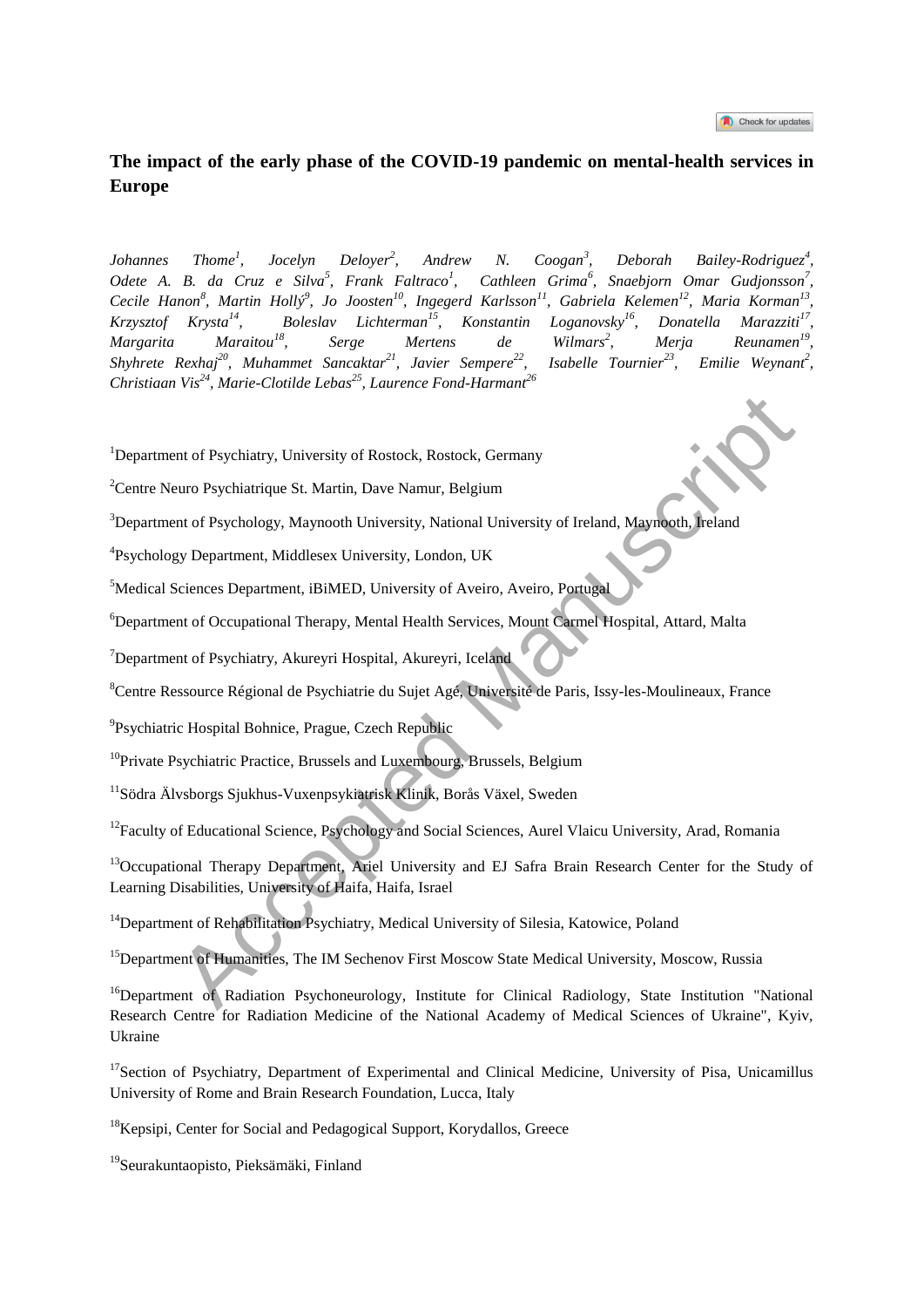# The impact of the early phase of the COVID-19 pandemic on mental-health services in Europe

*Johannes Thome[1], Jocelyn Deloyer[2], Andrew N. Coogan[3], Deborah Bailey-Rodriguez[4], Odete A. B. da Cruz e Silva[5], Frank Faltraco[1], Cathleen Grima[6], Snaebjorn Omar Gudjonsson[7], Cecile Hanon[8], Martin Hollý[9], Jo Joosten[10], Ingegerd Karlsson[11], Gabriela Kelemen[12], Maria Korman[13], Krzysztof Krysta[14], Boleslav Lichterman[15], Konstantin Loganovsky[16], Donatella Marazziti[17], Margarita Maraitou[18], Serge Mertens de Wilmars[2], Merja Reunamen[19], Shyhrete Rexhaj[20], Muhammet Sancaktar[21], Javier Sempere[22], Isabelle Tournier[23], Emilie Weynant[2], Christiaan Vis[24], Marie-Clotilde Lebas[25], Laurence Fond-Harmant[26]*

[1]Department of Psychiatry, University of Rostock, Rostock, Germany

[2]Centre Neuro Psychiatrique St. Martin, Dave Namur, Belgium

[3]Department of Psychology, Maynooth University, National University of Ireland, Maynooth, Ireland

[4]Psychology Department, Middlesex University, London, UK

[5]Medical Sciences Department, iBiMED, University of Aveiro, Aveiro, Portugal

[6]Department of Occupational Therapy, Mental Health Services, Mount Carmel Hospital, Attard, Malta

[7]Department of Psychiatry, Akureyri Hospital, Akureyri, Iceland

[8]Centre Ressource Régional de Psychiatrie du Sujet Agé, Université de Paris, Issy-les-Moulineaux, France

[9]Psychiatric Hospital Bohnice, Prague, Czech Republic

[10]Private Psychiatric Practice, Brussels and Luxembourg, Brussels, Belgium

[11]Södra Älvsborgs Sjukhus-Vuxenpsykiatrisk Klinik, Borås Växel, Sweden

[12]Faculty of Educational Science, Psychology and Social Sciences, Aurel Vlaicu University, Arad, Romania

[13]Occupational Therapy Department, Ariel University and EJ Safra Brain Research Center for the Study of Learning Disabilities, University of Haifa, Haifa, Israel

[14]Department of Rehabilitation Psychiatry, Medical University of Silesia, Katowice, Poland

[15]Department of Humanities, The IM Sechenov First Moscow State Medical University, Moscow, Russia

[16]Department of Radiation Psychoneurology, Institute for Clinical Radiology, State Institution "National Research Centre for Radiation Medicine of the National Academy of Medical Sciences of Ukraine", Kyiv, Ukraine

[17]Section of Psychiatry, Department of Experimental and Clinical Medicine, University of Pisa, Unicamillus University of Rome and Brain Research Foundation, Lucca, Italy

[18]Kepsipi, Center for Social and Pedagogical Support, Korydallos, Greece

[19]Seurakuntaopisto, Pieksämäki, Finland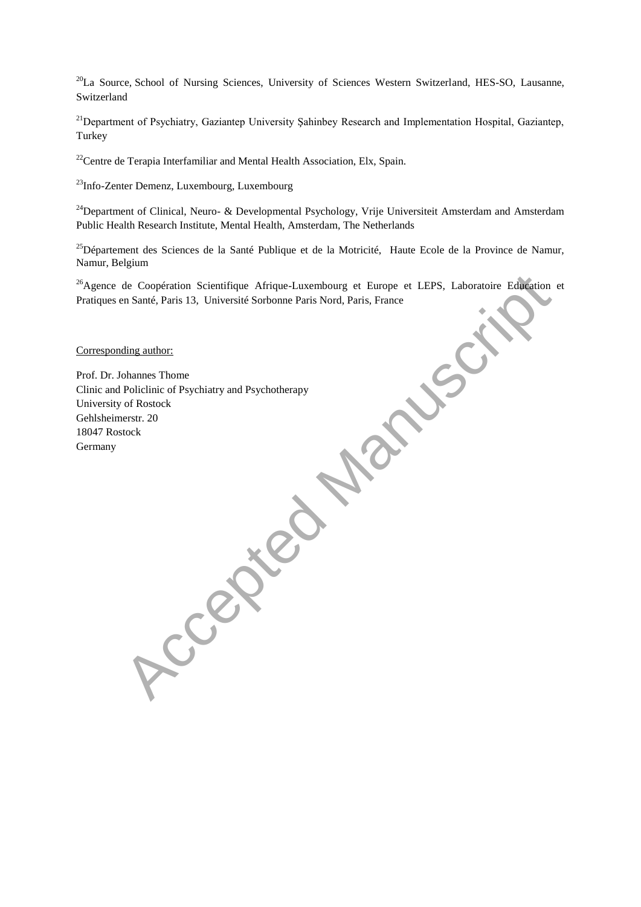[20]La Source, School of Nursing Sciences, University of Sciences Western Switzerland, HES-SO, Lausanne, Switzerland

[21]Department of Psychiatry, Gaziantep University Şahinbey Research and Implementation Hospital, Gaziantep, Turkey

[22]Centre de Terapia Interfamiliar and Mental Health Association, Elx, Spain.

[23]Info-Zenter Demenz, Luxembourg, Luxembourg

[24]Department of Clinical, Neuro- & Developmental Psychology, Vrije Universiteit Amsterdam and Amsterdam Public Health Research Institute, Mental Health, Amsterdam, The Netherlands

[25]Département des Sciences de la Santé Publique et de la Motricité, Haute Ecole de la Province de Namur, Namur, Belgium

[26]Agence de Coopération Scientifique Afrique-Luxembourg et Europe et LEPS, Laboratoire Education et Pratiques en Santé, Paris 13, Université Sorbonne Paris Nord, Paris, France

Corresponding author:

Prof. Dr. Johannes Thome
Clinic and Policlinic of Psychiatry and Psychotherapy
University of Rostock
Gehlsheimerstr. 20
18047 Rostock
Germany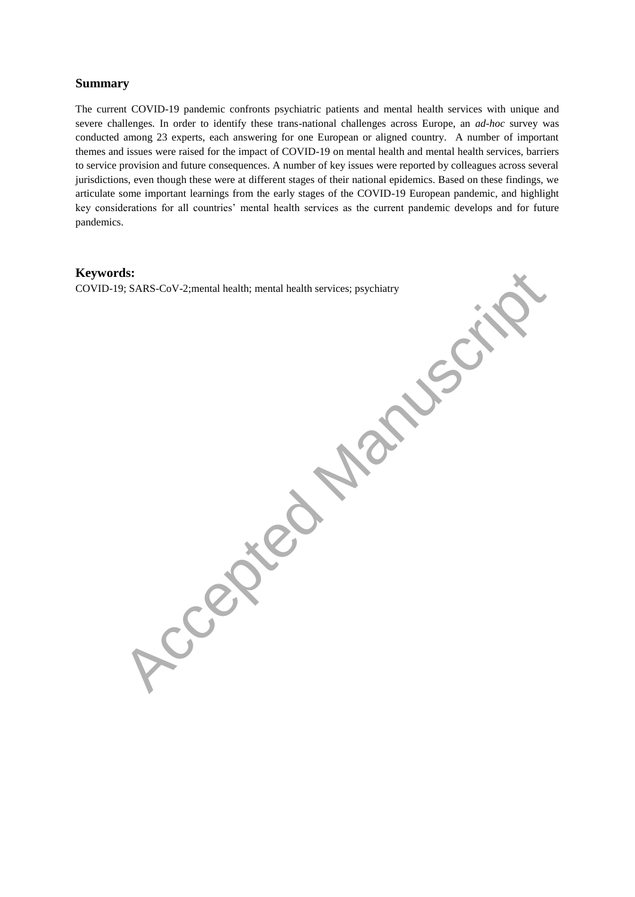## Summary

The current COVID-19 pandemic confronts psychiatric patients and mental health services with unique and severe challenges. In order to identify these trans-national challenges across Europe, an *ad-hoc* survey was conducted among 23 experts, each answering for one European or aligned country. A number of important themes and issues were raised for the impact of COVID-19 on mental health and mental health services, barriers to service provision and future consequences. A number of key issues were reported by colleagues across several jurisdictions, even though these were at different stages of their national epidemics. Based on these findings, we articulate some important learnings from the early stages of the COVID-19 European pandemic, and highlight key considerations for all countries' mental health services as the current pandemic develops and for future pandemics.

## Keywords:

COVID-19; SARS-CoV-2;mental health; mental health services; psychiatry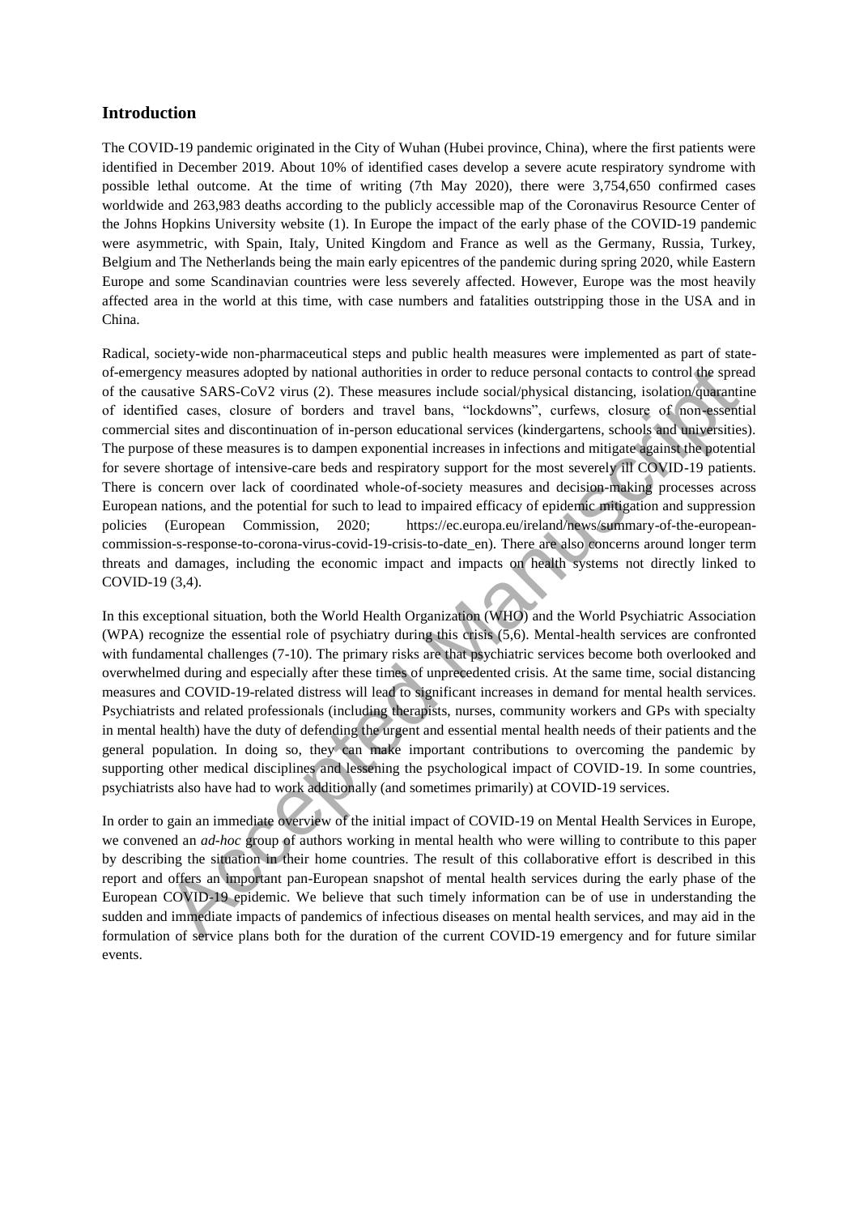## Introduction

The COVID-19 pandemic originated in the City of Wuhan (Hubei province, China), where the first patients were identified in December 2019. About 10% of identified cases develop a severe acute respiratory syndrome with possible lethal outcome. At the time of writing (7th May 2020), there were 3,754,650 confirmed cases worldwide and 263,983 deaths according to the publicly accessible map of the Coronavirus Resource Center of the Johns Hopkins University website (1). In Europe the impact of the early phase of the COVID-19 pandemic were asymmetric, with Spain, Italy, United Kingdom and France as well as the Germany, Russia, Turkey, Belgium and The Netherlands being the main early epicentres of the pandemic during spring 2020, while Eastern Europe and some Scandinavian countries were less severely affected. However, Europe was the most heavily affected area in the world at this time, with case numbers and fatalities outstripping those in the USA and in China.

Radical, society-wide non-pharmaceutical steps and public health measures were implemented as part of state-of-emergency measures adopted by national authorities in order to reduce personal contacts to control the spread of the causative SARS-CoV2 virus (2). These measures include social/physical distancing, isolation/quarantine of identified cases, closure of borders and travel bans, "lockdowns", curfews, closure of non-essential commercial sites and discontinuation of in-person educational services (kindergartens, schools and universities). The purpose of these measures is to dampen exponential increases in infections and mitigate against the potential for severe shortage of intensive-care beds and respiratory support for the most severely ill COVID-19 patients. There is concern over lack of coordinated whole-of-society measures and decision-making processes across European nations, and the potential for such to lead to impaired efficacy of epidemic mitigation and suppression policies (European Commission, 2020; https://ec.europa.eu/ireland/news/summary-of-the-european-commission-s-response-to-corona-virus-covid-19-crisis-to-date_en). There are also concerns around longer term threats and damages, including the economic impact and impacts on health systems not directly linked to COVID-19 (3,4).

In this exceptional situation, both the World Health Organization (WHO) and the World Psychiatric Association (WPA) recognize the essential role of psychiatry during this crisis (5,6). Mental-health services are confronted with fundamental challenges (7-10). The primary risks are that psychiatric services become both overlooked and overwhelmed during and especially after these times of unprecedented crisis. At the same time, social distancing measures and COVID-19-related distress will lead to significant increases in demand for mental health services. Psychiatrists and related professionals (including therapists, nurses, community workers and GPs with specialty in mental health) have the duty of defending the urgent and essential mental health needs of their patients and the general population. In doing so, they can make important contributions to overcoming the pandemic by supporting other medical disciplines and lessening the psychological impact of COVID-19. In some countries, psychiatrists also have had to work additionally (and sometimes primarily) at COVID-19 services.

In order to gain an immediate overview of the initial impact of COVID-19 on Mental Health Services in Europe, we convened an *ad-hoc* group of authors working in mental health who were willing to contribute to this paper by describing the situation in their home countries. The result of this collaborative effort is described in this report and offers an important pan-European snapshot of mental health services during the early phase of the European COVID-19 epidemic. We believe that such timely information can be of use in understanding the sudden and immediate impacts of pandemics of infectious diseases on mental health services, and may aid in the formulation of service plans both for the duration of the current COVID-19 emergency and for future similar events.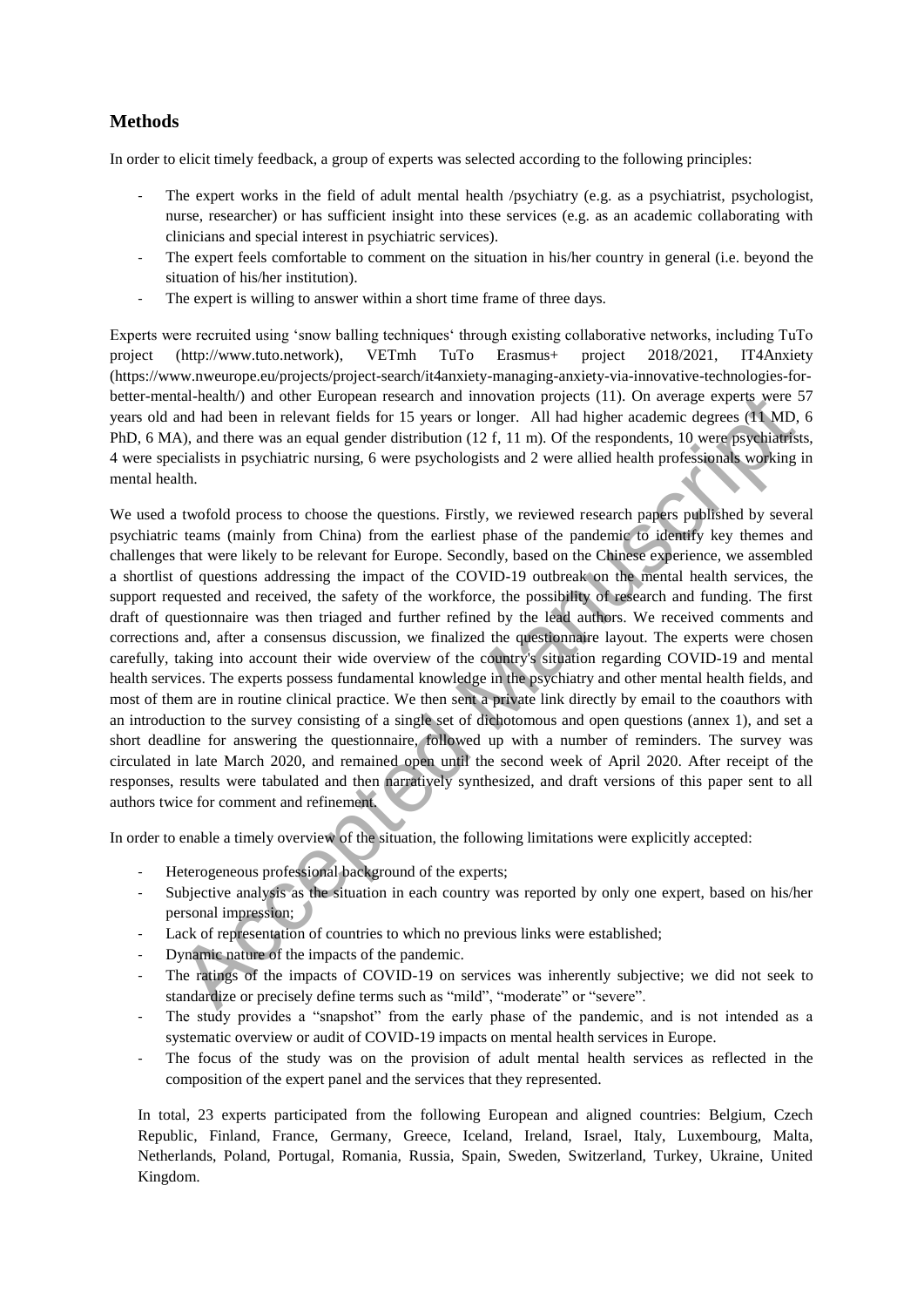## Methods

In order to elicit timely feedback, a group of experts was selected according to the following principles:

- The expert works in the field of adult mental health /psychiatry (e.g. as a psychiatrist, psychologist, nurse, researcher) or has sufficient insight into these services (e.g. as an academic collaborating with clinicians and special interest in psychiatric services).
- The expert feels comfortable to comment on the situation in his/her country in general (i.e. beyond the situation of his/her institution).
- The expert is willing to answer within a short time frame of three days.

Experts were recruited using 'snow balling techniques' through existing collaborative networks, including TuTo project (http://www.tuto.network), VETmh TuTo Erasmus+ project 2018/2021, IT4Anxiety (https://www.nweurope.eu/projects/project-search/it4anxiety-managing-anxiety-via-innovative-technologies-for-better-mental-health/) and other European research and innovation projects (11). On average experts were 57 years old and had been in relevant fields for 15 years or longer. All had higher academic degrees (11 MD, 6 PhD, 6 MA), and there was an equal gender distribution (12 f, 11 m). Of the respondents, 10 were psychiatrists, 4 were specialists in psychiatric nursing, 6 were psychologists and 2 were allied health professionals working in mental health.

We used a twofold process to choose the questions. Firstly, we reviewed research papers published by several psychiatric teams (mainly from China) from the earliest phase of the pandemic to identify key themes and challenges that were likely to be relevant for Europe. Secondly, based on the Chinese experience, we assembled a shortlist of questions addressing the impact of the COVID-19 outbreak on the mental health services, the support requested and received, the safety of the workforce, the possibility of research and funding. The first draft of questionnaire was then triaged and further refined by the lead authors. We received comments and corrections and, after a consensus discussion, we finalized the questionnaire layout. The experts were chosen carefully, taking into account their wide overview of the country's situation regarding COVID-19 and mental health services. The experts possess fundamental knowledge in the psychiatry and other mental health fields, and most of them are in routine clinical practice. We then sent a private link directly by email to the coauthors with an introduction to the survey consisting of a single set of dichotomous and open questions (annex 1), and set a short deadline for answering the questionnaire, followed up with a number of reminders. The survey was circulated in late March 2020, and remained open until the second week of April 2020. After receipt of the responses, results were tabulated and then narratively synthesized, and draft versions of this paper sent to all authors twice for comment and refinement.

In order to enable a timely overview of the situation, the following limitations were explicitly accepted:

- Heterogeneous professional background of the experts;
- Subjective analysis as the situation in each country was reported by only one expert, based on his/her personal impression;
- Lack of representation of countries to which no previous links were established;
- Dynamic nature of the impacts of the pandemic.
- The ratings of the impacts of COVID-19 on services was inherently subjective; we did not seek to standardize or precisely define terms such as "mild", "moderate" or "severe".
- The study provides a "snapshot" from the early phase of the pandemic, and is not intended as a systematic overview or audit of COVID-19 impacts on mental health services in Europe.
- The focus of the study was on the provision of adult mental health services as reflected in the composition of the expert panel and the services that they represented.

In total, 23 experts participated from the following European and aligned countries: Belgium, Czech Republic, Finland, France, Germany, Greece, Iceland, Ireland, Israel, Italy, Luxembourg, Malta, Netherlands, Poland, Portugal, Romania, Russia, Spain, Sweden, Switzerland, Turkey, Ukraine, United Kingdom.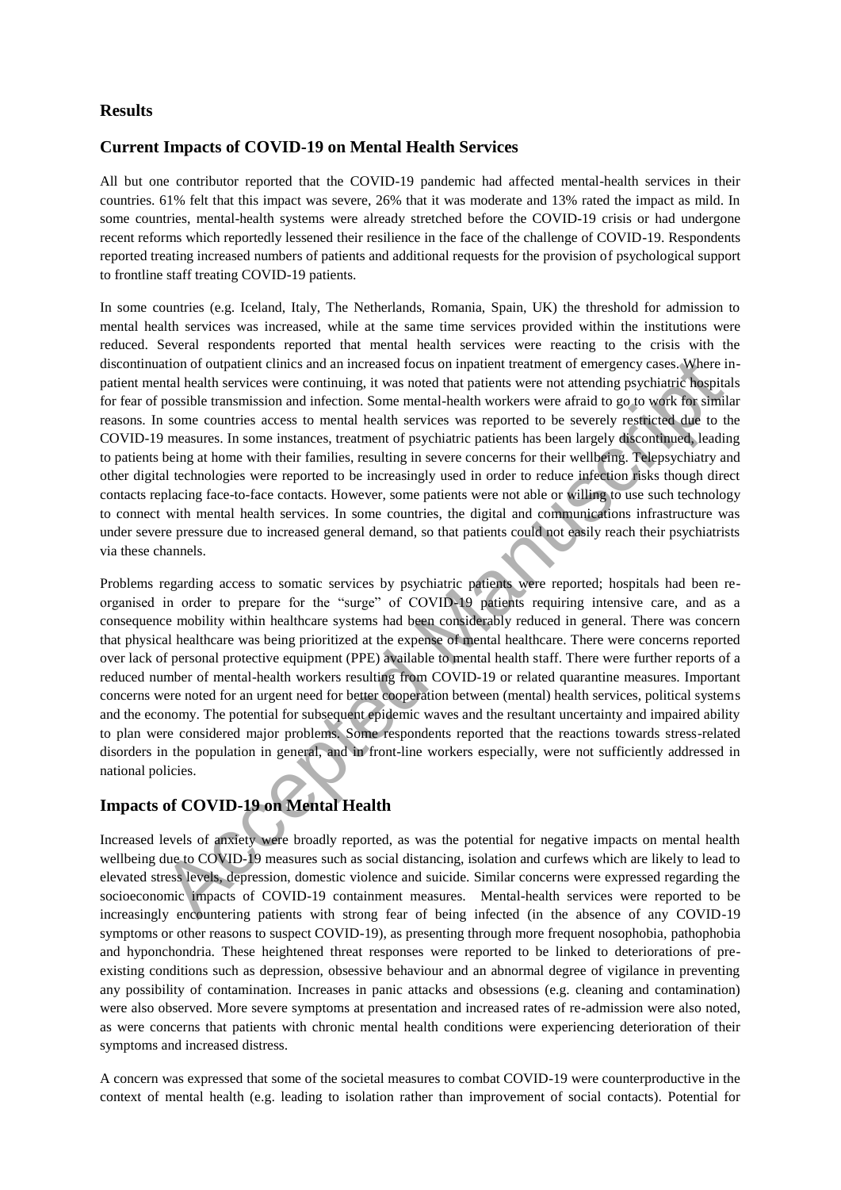## Results

## Current Impacts of COVID-19 on Mental Health Services

All but one contributor reported that the COVID-19 pandemic had affected mental-health services in their countries. 61% felt that this impact was severe, 26% that it was moderate and 13% rated the impact as mild. In some countries, mental-health systems were already stretched before the COVID-19 crisis or had undergone recent reforms which reportedly lessened their resilience in the face of the challenge of COVID-19. Respondents reported treating increased numbers of patients and additional requests for the provision of psychological support to frontline staff treating COVID-19 patients.

In some countries (e.g. Iceland, Italy, The Netherlands, Romania, Spain, UK) the threshold for admission to mental health services was increased, while at the same time services provided within the institutions were reduced. Several respondents reported that mental health services were reacting to the crisis with the discontinuation of outpatient clinics and an increased focus on inpatient treatment of emergency cases. Where in-patient mental health services were continuing, it was noted that patients were not attending psychiatric hospitals for fear of possible transmission and infection. Some mental-health workers were afraid to go to work for similar reasons. In some countries access to mental health services was reported to be severely restricted due to the COVID-19 measures. In some instances, treatment of psychiatric patients has been largely discontinued, leading to patients being at home with their families, resulting in severe concerns for their wellbeing. Telepsychiatry and other digital technologies were reported to be increasingly used in order to reduce infection risks though direct contacts replacing face-to-face contacts. However, some patients were not able or willing to use such technology to connect with mental health services. In some countries, the digital and communications infrastructure was under severe pressure due to increased general demand, so that patients could not easily reach their psychiatrists via these channels.

Problems regarding access to somatic services by psychiatric patients were reported; hospitals had been re-organised in order to prepare for the "surge" of COVID-19 patients requiring intensive care, and as a consequence mobility within healthcare systems had been considerably reduced in general. There was concern that physical healthcare was being prioritized at the expense of mental healthcare. There were concerns reported over lack of personal protective equipment (PPE) available to mental health staff. There were further reports of a reduced number of mental-health workers resulting from COVID-19 or related quarantine measures. Important concerns were noted for an urgent need for better cooperation between (mental) health services, political systems and the economy. The potential for subsequent epidemic waves and the resultant uncertainty and impaired ability to plan were considered major problems. Some respondents reported that the reactions towards stress-related disorders in the population in general, and in front-line workers especially, were not sufficiently addressed in national policies.

## Impacts of COVID-19 on Mental Health

Increased levels of anxiety were broadly reported, as was the potential for negative impacts on mental health wellbeing due to COVID-19 measures such as social distancing, isolation and curfews which are likely to lead to elevated stress levels, depression, domestic violence and suicide. Similar concerns were expressed regarding the socioeconomic impacts of COVID-19 containment measures. Mental-health services were reported to be increasingly encountering patients with strong fear of being infected (in the absence of any COVID-19 symptoms or other reasons to suspect COVID-19), as presenting through more frequent nosophobia, pathophobia and hyponchondria. These heightened threat responses were reported to be linked to deteriorations of pre-existing conditions such as depression, obsessive behaviour and an abnormal degree of vigilance in preventing any possibility of contamination. Increases in panic attacks and obsessions (e.g. cleaning and contamination) were also observed. More severe symptoms at presentation and increased rates of re-admission were also noted, as were concerns that patients with chronic mental health conditions were experiencing deterioration of their symptoms and increased distress.

A concern was expressed that some of the societal measures to combat COVID-19 were counterproductive in the context of mental health (e.g. leading to isolation rather than improvement of social contacts). Potential for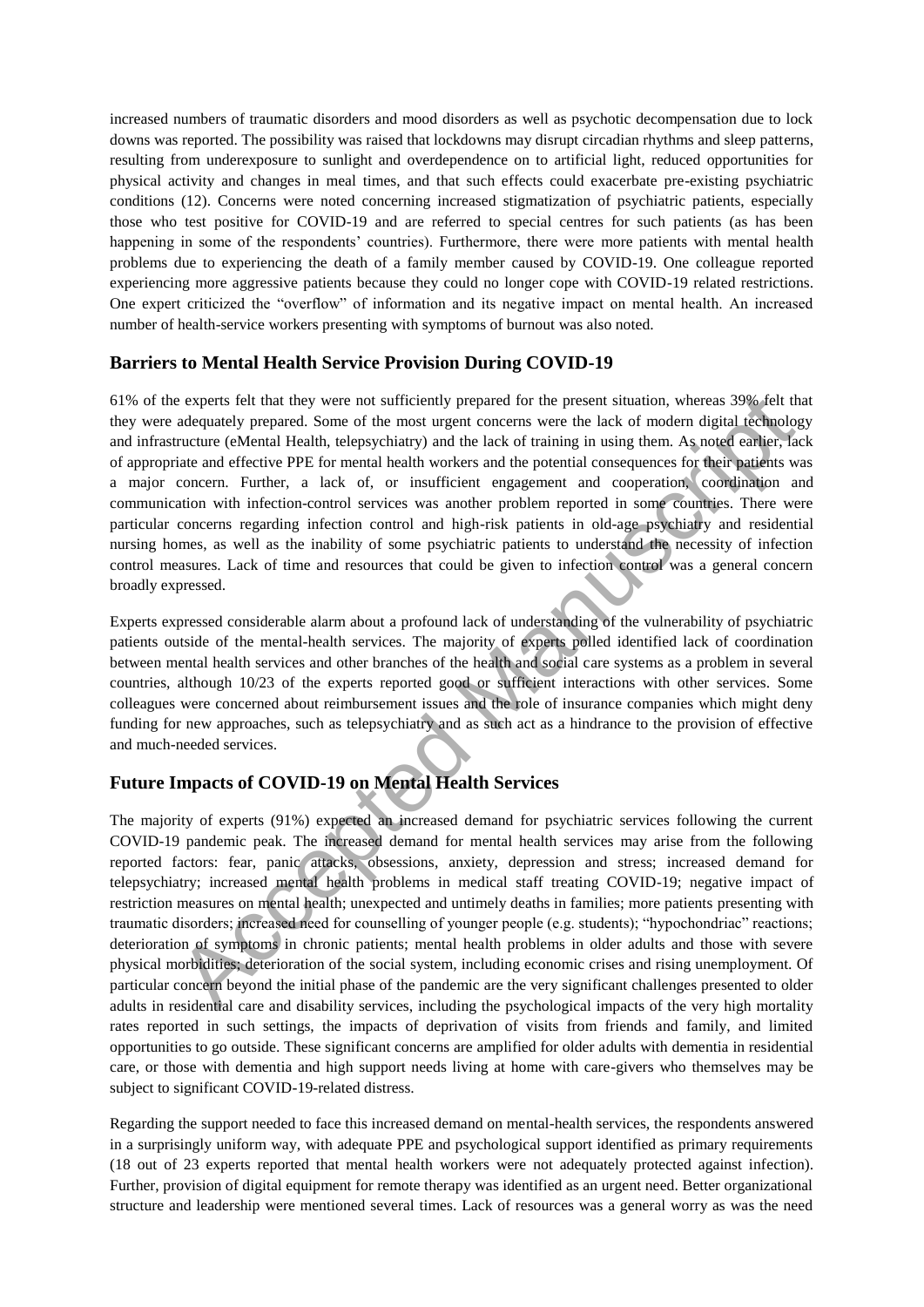increased numbers of traumatic disorders and mood disorders as well as psychotic decompensation due to lock downs was reported. The possibility was raised that lockdowns may disrupt circadian rhythms and sleep patterns, resulting from underexposure to sunlight and overdependence on to artificial light, reduced opportunities for physical activity and changes in meal times, and that such effects could exacerbate pre-existing psychiatric conditions (12). Concerns were noted concerning increased stigmatization of psychiatric patients, especially those who test positive for COVID-19 and are referred to special centres for such patients (as has been happening in some of the respondents' countries). Furthermore, there were more patients with mental health problems due to experiencing the death of a family member caused by COVID-19. One colleague reported experiencing more aggressive patients because they could no longer cope with COVID-19 related restrictions. One expert criticized the "overflow" of information and its negative impact on mental health. An increased number of health-service workers presenting with symptoms of burnout was also noted.

## Barriers to Mental Health Service Provision During COVID-19

61% of the experts felt that they were not sufficiently prepared for the present situation, whereas 39% felt that they were adequately prepared. Some of the most urgent concerns were the lack of modern digital technology and infrastructure (eMental Health, telepsychiatry) and the lack of training in using them. As noted earlier, lack of appropriate and effective PPE for mental health workers and the potential consequences for their patients was a major concern. Further, a lack of, or insufficient engagement and cooperation, coordination and communication with infection-control services was another problem reported in some countries. There were particular concerns regarding infection control and high-risk patients in old-age psychiatry and residential nursing homes, as well as the inability of some psychiatric patients to understand the necessity of infection control measures. Lack of time and resources that could be given to infection control was a general concern broadly expressed.

Experts expressed considerable alarm about a profound lack of understanding of the vulnerability of psychiatric patients outside of the mental-health services. The majority of experts polled identified lack of coordination between mental health services and other branches of the health and social care systems as a problem in several countries, although 10/23 of the experts reported good or sufficient interactions with other services. Some colleagues were concerned about reimbursement issues and the role of insurance companies which might deny funding for new approaches, such as telepsychiatry and as such act as a hindrance to the provision of effective and much-needed services.

## Future Impacts of COVID-19 on Mental Health Services

The majority of experts (91%) expected an increased demand for psychiatric services following the current COVID-19 pandemic peak. The increased demand for mental health services may arise from the following reported factors: fear, panic attacks, obsessions, anxiety, depression and stress; increased demand for telepsychiatry; increased mental health problems in medical staff treating COVID-19; negative impact of restriction measures on mental health; unexpected and untimely deaths in families; more patients presenting with traumatic disorders; increased need for counselling of younger people (e.g. students); "hypochondriac" reactions; deterioration of symptoms in chronic patients; mental health problems in older adults and those with severe physical morbidities; deterioration of the social system, including economic crises and rising unemployment. Of particular concern beyond the initial phase of the pandemic are the very significant challenges presented to older adults in residential care and disability services, including the psychological impacts of the very high mortality rates reported in such settings, the impacts of deprivation of visits from friends and family, and limited opportunities to go outside. These significant concerns are amplified for older adults with dementia in residential care, or those with dementia and high support needs living at home with care-givers who themselves may be subject to significant COVID-19-related distress.

Regarding the support needed to face this increased demand on mental-health services, the respondents answered in a surprisingly uniform way, with adequate PPE and psychological support identified as primary requirements (18 out of 23 experts reported that mental health workers were not adequately protected against infection). Further, provision of digital equipment for remote therapy was identified as an urgent need. Better organizational structure and leadership were mentioned several times. Lack of resources was a general worry as was the need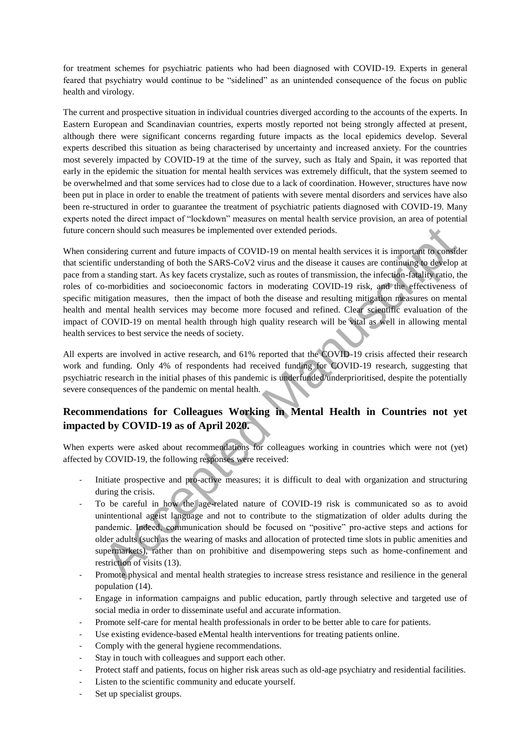for treatment schemes for psychiatric patients who had been diagnosed with COVID-19. Experts in general feared that psychiatry would continue to be "sidelined" as an unintended consequence of the focus on public health and virology.

The current and prospective situation in individual countries diverged according to the accounts of the experts. In Eastern European and Scandinavian countries, experts mostly reported not being strongly affected at present, although there were significant concerns regarding future impacts as the local epidemics develop. Several experts described this situation as being characterised by uncertainty and increased anxiety. For the countries most severely impacted by COVID-19 at the time of the survey, such as Italy and Spain, it was reported that early in the epidemic the situation for mental health services was extremely difficult, that the system seemed to be overwhelmed and that some services had to close due to a lack of coordination. However, structures have now been put in place in order to enable the treatment of patients with severe mental disorders and services have also been re-structured in order to guarantee the treatment of psychiatric patients diagnosed with COVID-19. Many experts noted the direct impact of "lockdown" measures on mental health service provision, an area of potential future concern should such measures be implemented over extended periods.

When considering current and future impacts of COVID-19 on mental health services it is important to consider that scientific understanding of both the SARS-CoV2 virus and the disease it causes are continuing to develop at pace from a standing start. As key facets crystalize, such as routes of transmission, the infection-fatality ratio, the roles of co-morbidities and socioeconomic factors in moderating COVID-19 risk, and the effectiveness of specific mitigation measures, then the impact of both the disease and resulting mitigation measures on mental health and mental health services may become more focused and refined. Clear scientific evaluation of the impact of COVID-19 on mental health through high quality research will be vital as well in allowing mental health services to best service the needs of society.

All experts are involved in active research, and 61% reported that the COVID-19 crisis affected their research work and funding. Only 4% of respondents had received funding for COVID-19 research, suggesting that psychiatric research in the initial phases of this pandemic is underfunded/underprioritised, despite the potentially severe consequences of the pandemic on mental health.

## Recommendations for Colleagues Working in Mental Health in Countries not yet impacted by COVID-19 as of April 2020.

When experts were asked about recommendations for colleagues working in countries which were not (yet) affected by COVID-19, the following responses were received:

- Initiate prospective and pro-active measures; it is difficult to deal with organization and structuring during the crisis.
- To be careful in how the age-related nature of COVID-19 risk is communicated so as to avoid unintentional ageist language and not to contribute to the stigmatization of older adults during the pandemic. Indeed, communication should be focused on "positive" pro-active steps and actions for older adults (such as the wearing of masks and allocation of protected time slots in public amenities and supermarkets), rather than on prohibitive and disempowering steps such as home-confinement and restriction of visits (13).
- Promote physical and mental health strategies to increase stress resistance and resilience in the general population (14).
- Engage in information campaigns and public education, partly through selective and targeted use of social media in order to disseminate useful and accurate information.
- Promote self-care for mental health professionals in order to be better able to care for patients.
- Use existing evidence-based eMental health interventions for treating patients online.
- Comply with the general hygiene recommendations.
- Stay in touch with colleagues and support each other.
- Protect staff and patients, focus on higher risk areas such as old-age psychiatry and residential facilities.
- Listen to the scientific community and educate yourself.
- Set up specialist groups.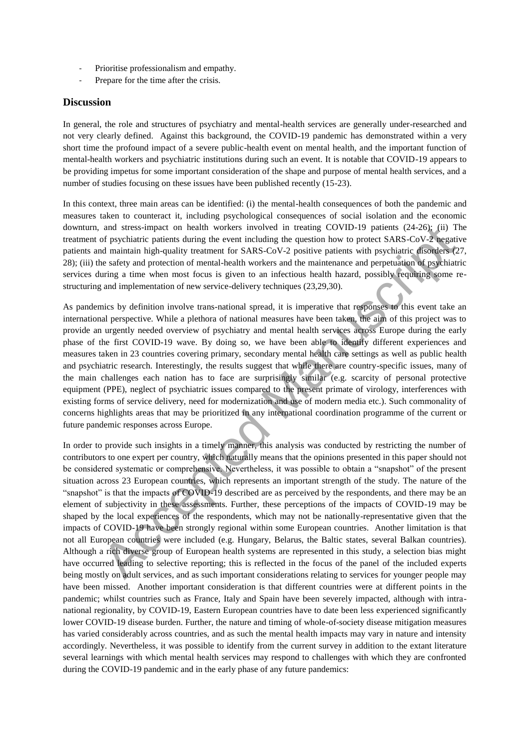- Prioritise professionalism and empathy.
- Prepare for the time after the crisis.

## Discussion

In general, the role and structures of psychiatry and mental-health services are generally under-researched and not very clearly defined. Against this background, the COVID-19 pandemic has demonstrated within a very short time the profound impact of a severe public-health event on mental health, and the important function of mental-health workers and psychiatric institutions during such an event. It is notable that COVID-19 appears to be providing impetus for some important consideration of the shape and purpose of mental health services, and a number of studies focusing on these issues have been published recently (15-23).

In this context, three main areas can be identified: (i) the mental-health consequences of both the pandemic and measures taken to counteract it, including psychological consequences of social isolation and the economic downturn, and stress-impact on health workers involved in treating COVID-19 patients (24-26); (ii) The treatment of psychiatric patients during the event including the question how to protect SARS-CoV-2 negative patients and maintain high-quality treatment for SARS-CoV-2 positive patients with psychiatric disorders (27, 28); (iii) the safety and protection of mental-health workers and the maintenance and perpetuation of psychiatric services during a time when most focus is given to an infectious health hazard, possibly requiring some re-structuring and implementation of new service-delivery techniques (23,29,30).

As pandemics by definition involve trans-national spread, it is imperative that responses to this event take an international perspective. While a plethora of national measures have been taken, the aim of this project was to provide an urgently needed overview of psychiatry and mental health services across Europe during the early phase of the first COVID-19 wave. By doing so, we have been able to identify different experiences and measures taken in 23 countries covering primary, secondary mental health care settings as well as public health and psychiatric research. Interestingly, the results suggest that while there are country-specific issues, many of the main challenges each nation has to face are surprisingly similar (e.g. scarcity of personal protective equipment (PPE), neglect of psychiatric issues compared to the present primate of virology, interferences with existing forms of service delivery, need for modernization and use of modern media etc.). Such commonality of concerns highlights areas that may be prioritized in any international coordination programme of the current or future pandemic responses across Europe.

In order to provide such insights in a timely manner, this analysis was conducted by restricting the number of contributors to one expert per country, which naturally means that the opinions presented in this paper should not be considered systematic or comprehensive. Nevertheless, it was possible to obtain a "snapshot" of the present situation across 23 European countries, which represents an important strength of the study. The nature of the "snapshot" is that the impacts of COVID-19 described are as perceived by the respondents, and there may be an element of subjectivity in these assessments. Further, these perceptions of the impacts of COVID-19 may be shaped by the local experiences of the respondents, which may not be nationally-representative given that the impacts of COVID-19 have been strongly regional within some European countries. Another limitation is that not all European countries were included (e.g. Hungary, Belarus, the Baltic states, several Balkan countries). Although a rich diverse group of European health systems are represented in this study, a selection bias might have occurred leading to selective reporting; this is reflected in the focus of the panel of the included experts being mostly on adult services, and as such important considerations relating to services for younger people may have been missed. Another important consideration is that different countries were at different points in the pandemic; whilst countries such as France, Italy and Spain have been severely impacted, although with intra-national regionality, by COVID-19, Eastern European countries have to date been less experienced significantly lower COVID-19 disease burden. Further, the nature and timing of whole-of-society disease mitigation measures has varied considerably across countries, and as such the mental health impacts may vary in nature and intensity accordingly. Nevertheless, it was possible to identify from the current survey in addition to the extant literature several learnings with which mental health services may respond to challenges with which they are confronted during the COVID-19 pandemic and in the early phase of any future pandemics: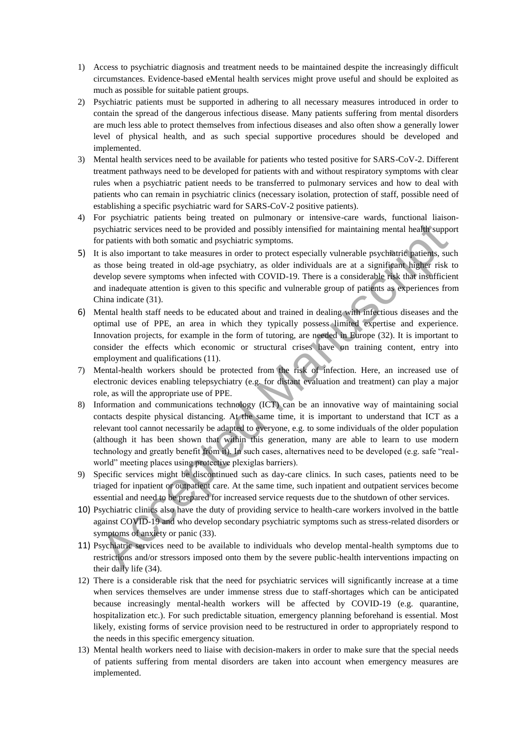1) Access to psychiatric diagnosis and treatment needs to be maintained despite the increasingly difficult circumstances. Evidence-based eMental health services might prove useful and should be exploited as much as possible for suitable patient groups.
2) Psychiatric patients must be supported in adhering to all necessary measures introduced in order to contain the spread of the dangerous infectious disease. Many patients suffering from mental disorders are much less able to protect themselves from infectious diseases and also often show a generally lower level of physical health, and as such special supportive procedures should be developed and implemented.
3) Mental health services need to be available for patients who tested positive for SARS-CoV-2. Different treatment pathways need to be developed for patients with and without respiratory symptoms with clear rules when a psychiatric patient needs to be transferred to pulmonary services and how to deal with patients who can remain in psychiatric clinics (necessary isolation, protection of staff, possible need of establishing a specific psychiatric ward for SARS-CoV-2 positive patients).
4) For psychiatric patients being treated on pulmonary or intensive-care wards, functional liaison-psychiatric services need to be provided and possibly intensified for maintaining mental health support for patients with both somatic and psychiatric symptoms.
5) It is also important to take measures in order to protect especially vulnerable psychiatric patients, such as those being treated in old-age psychiatry, as older individuals are at a significant higher risk to develop severe symptoms when infected with COVID-19. There is a considerable risk that insufficient and inadequate attention is given to this specific and vulnerable group of patients as experiences from China indicate (31).
6) Mental health staff needs to be educated about and trained in dealing with infectious diseases and the optimal use of PPE, an area in which they typically possess limited expertise and experience. Innovation projects, for example in the form of tutoring, are needed in Europe (32). It is important to consider the effects which economic or structural crises have on training content, entry into employment and qualifications (11).
7) Mental-health workers should be protected from the risk of infection. Here, an increased use of electronic devices enabling telepsychiatry (e.g. for distant evaluation and treatment) can play a major role, as will the appropriate use of PPE.
8) Information and communications technology (ICT) can be an innovative way of maintaining social contacts despite physical distancing. At the same time, it is important to understand that ICT as a relevant tool cannot necessarily be adapted to everyone, e.g. to some individuals of the older population (although it has been shown that within this generation, many are able to learn to use modern technology and greatly benefit from it). In such cases, alternatives need to be developed (e.g. safe "real-world" meeting places using protective plexiglas barriers).
9) Specific services might be discontinued such as day-care clinics. In such cases, patients need to be triaged for inpatient or outpatient care. At the same time, such inpatient and outpatient services become essential and need to be prepared for increased service requests due to the shutdown of other services.
10) Psychiatric clinics also have the duty of providing service to health-care workers involved in the battle against COVID-19 and who develop secondary psychiatric symptoms such as stress-related disorders or symptoms of anxiety or panic (33).
11) Psychiatric services need to be available to individuals who develop mental-health symptoms due to restrictions and/or stressors imposed onto them by the severe public-health interventions impacting on their daily life (34).
12) There is a considerable risk that the need for psychiatric services will significantly increase at a time when services themselves are under immense stress due to staff-shortages which can be anticipated because increasingly mental-health workers will be affected by COVID-19 (e.g. quarantine, hospitalization etc.). For such predictable situation, emergency planning beforehand is essential. Most likely, existing forms of service provision need to be restructured in order to appropriately respond to the needs in this specific emergency situation.
13) Mental health workers need to liaise with decision-makers in order to make sure that the special needs of patients suffering from mental disorders are taken into account when emergency measures are implemented.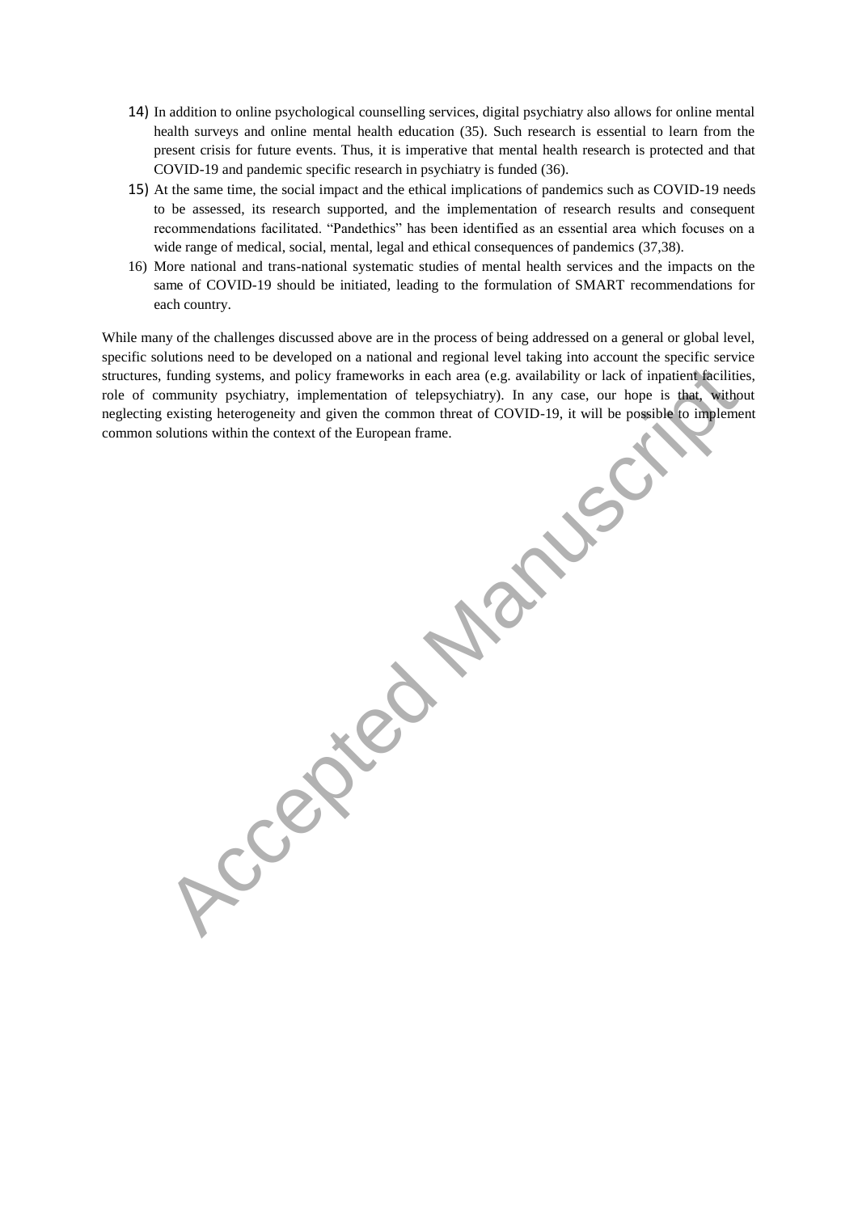14) In addition to online psychological counselling services, digital psychiatry also allows for online mental health surveys and online mental health education (35). Such research is essential to learn from the present crisis for future events. Thus, it is imperative that mental health research is protected and that COVID-19 and pandemic specific research in psychiatry is funded (36).
15) At the same time, the social impact and the ethical implications of pandemics such as COVID-19 needs to be assessed, its research supported, and the implementation of research results and consequent recommendations facilitated. "Pandethics" has been identified as an essential area which focuses on a wide range of medical, social, mental, legal and ethical consequences of pandemics (37,38).
16) More national and trans-national systematic studies of mental health services and the impacts on the same of COVID-19 should be initiated, leading to the formulation of SMART recommendations for each country.

While many of the challenges discussed above are in the process of being addressed on a general or global level, specific solutions need to be developed on a national and regional level taking into account the specific service structures, funding systems, and policy frameworks in each area (e.g. availability or lack of inpatient facilities, role of community psychiatry, implementation of telepsychiatry). In any case, our hope is that, without neglecting existing heterogeneity and given the common threat of COVID-19, it will be possible to implement common solutions within the context of the European frame.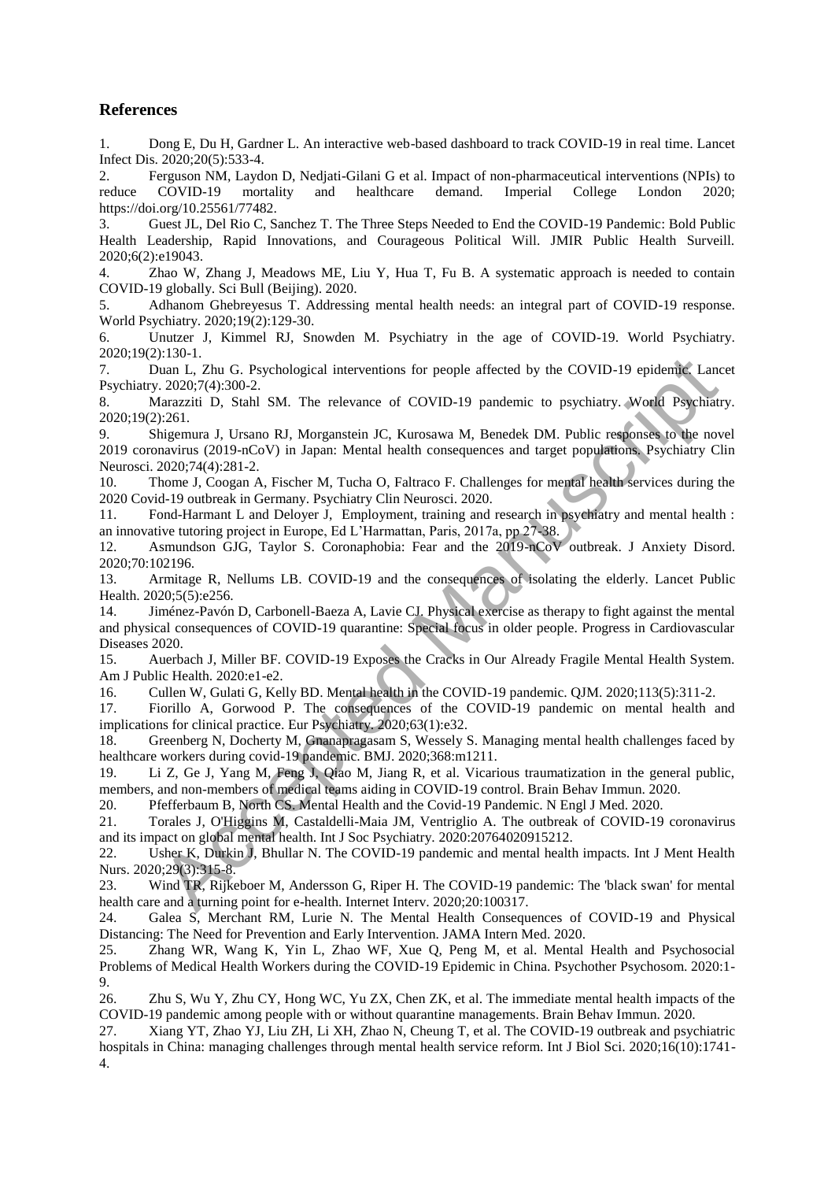## References

1. Dong E, Du H, Gardner L. An interactive web-based dashboard to track COVID-19 in real time. Lancet Infect Dis. 2020;20(5):533-4.
2. Ferguson NM, Laydon D, Nedjati-Gilani G et al. Impact of non-pharmaceutical interventions (NPIs) to reduce COVID-19 mortality and healthcare demand. Imperial College London 2020; https://doi.org/10.25561/77482.
3. Guest JL, Del Rio C, Sanchez T. The Three Steps Needed to End the COVID-19 Pandemic: Bold Public Health Leadership, Rapid Innovations, and Courageous Political Will. JMIR Public Health Surveill. 2020;6(2):e19043.
4. Zhao W, Zhang J, Meadows ME, Liu Y, Hua T, Fu B. A systematic approach is needed to contain COVID-19 globally. Sci Bull (Beijing). 2020.
5. Adhanom Ghebreyesus T. Addressing mental health needs: an integral part of COVID-19 response. World Psychiatry. 2020;19(2):129-30.
6. Unutzer J, Kimmel RJ, Snowden M. Psychiatry in the age of COVID-19. World Psychiatry. 2020;19(2):130-1.
7. Duan L, Zhu G. Psychological interventions for people affected by the COVID-19 epidemic. Lancet Psychiatry. 2020;7(4):300-2.
8. Marazziti D, Stahl SM. The relevance of COVID-19 pandemic to psychiatry. World Psychiatry. 2020;19(2):261.
9. Shigemura J, Ursano RJ, Morganstein JC, Kurosawa M, Benedek DM. Public responses to the novel 2019 coronavirus (2019-nCoV) in Japan: Mental health consequences and target populations. Psychiatry Clin Neurosci. 2020;74(4):281-2.
10. Thome J, Coogan A, Fischer M, Tucha O, Faltraco F. Challenges for mental health services during the 2020 Covid-19 outbreak in Germany. Psychiatry Clin Neurosci. 2020.
11. Fond-Harmant L and Deloyer J, Employment, training and research in psychiatry and mental health : an innovative tutoring project in Europe, Ed L'Harmattan, Paris, 2017a, pp 27-38.
12. Asmundson GJG, Taylor S. Coronaphobia: Fear and the 2019-nCoV outbreak. J Anxiety Disord. 2020;70:102196.
13. Armitage R, Nellums LB. COVID-19 and the consequences of isolating the elderly. Lancet Public Health. 2020;5(5):e256.
14. Jiménez-Pavón D, Carbonell-Baeza A, Lavie CJ. Physical exercise as therapy to fight against the mental and physical consequences of COVID-19 quarantine: Special focus in older people. Progress in Cardiovascular Diseases 2020.
15. Auerbach J, Miller BF. COVID-19 Exposes the Cracks in Our Already Fragile Mental Health System. Am J Public Health. 2020:e1-e2.
16. Cullen W, Gulati G, Kelly BD. Mental health in the COVID-19 pandemic. QJM. 2020;113(5):311-2.
17. Fiorillo A, Gorwood P. The consequences of the COVID-19 pandemic on mental health and implications for clinical practice. Eur Psychiatry. 2020;63(1):e32.
18. Greenberg N, Docherty M, Gnanapragasam S, Wessely S. Managing mental health challenges faced by healthcare workers during covid-19 pandemic. BMJ. 2020;368:m1211.
19. Li Z, Ge J, Yang M, Feng J, Qiao M, Jiang R, et al. Vicarious traumatization in the general public, members, and non-members of medical teams aiding in COVID-19 control. Brain Behav Immun. 2020.
20. Pfefferbaum B, North CS. Mental Health and the Covid-19 Pandemic. N Engl J Med. 2020.
21. Torales J, O'Higgins M, Castaldelli-Maia JM, Ventriglio A. The outbreak of COVID-19 coronavirus and its impact on global mental health. Int J Soc Psychiatry. 2020:20764020915212.
22. Usher K, Durkin J, Bhullar N. The COVID-19 pandemic and mental health impacts. Int J Ment Health Nurs. 2020;29(3):315-8.
23. Wind TR, Rijkeboer M, Andersson G, Riper H. The COVID-19 pandemic: The 'black swan' for mental health care and a turning point for e-health. Internet Interv. 2020;20:100317.
24. Galea S, Merchant RM, Lurie N. The Mental Health Consequences of COVID-19 and Physical Distancing: The Need for Prevention and Early Intervention. JAMA Intern Med. 2020.
25. Zhang WR, Wang K, Yin L, Zhao WF, Xue Q, Peng M, et al. Mental Health and Psychosocial Problems of Medical Health Workers during the COVID-19 Epidemic in China. Psychother Psychosom. 2020:1-9.
26. Zhu S, Wu Y, Zhu CY, Hong WC, Yu ZX, Chen ZK, et al. The immediate mental health impacts of the COVID-19 pandemic among people with or without quarantine managements. Brain Behav Immun. 2020.
27. Xiang YT, Zhao YJ, Liu ZH, Li XH, Zhao N, Cheung T, et al. The COVID-19 outbreak and psychiatric hospitals in China: managing challenges through mental health service reform. Int J Biol Sci. 2020;16(10):1741-4.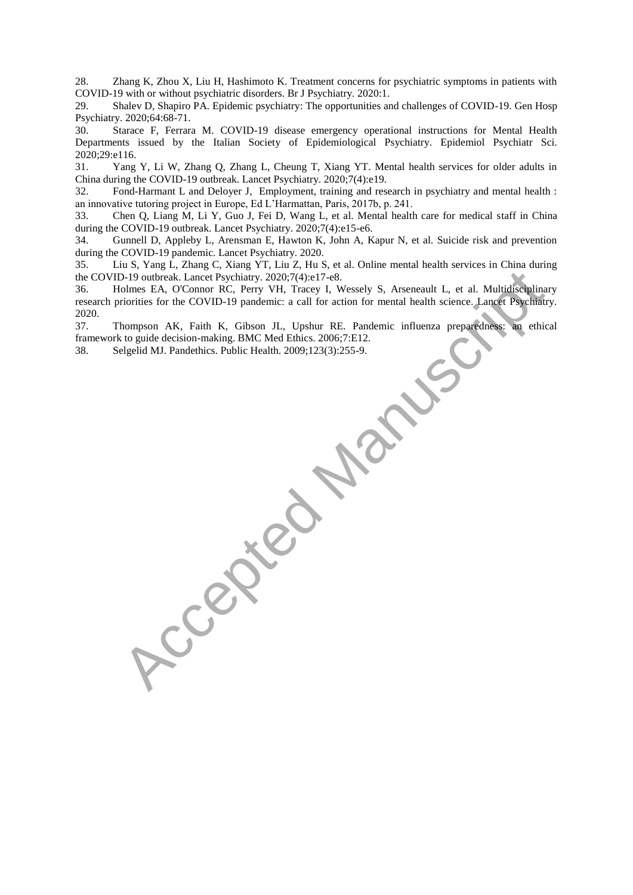28. Zhang K, Zhou X, Liu H, Hashimoto K. Treatment concerns for psychiatric symptoms in patients with COVID-19 with or without psychiatric disorders. Br J Psychiatry. 2020:1.

29. Shalev D, Shapiro PA. Epidemic psychiatry: The opportunities and challenges of COVID-19. Gen Hosp Psychiatry. 2020;64:68-71.

30. Starace F, Ferrara M. COVID-19 disease emergency operational instructions for Mental Health Departments issued by the Italian Society of Epidemiological Psychiatry. Epidemiol Psychiatr Sci. 2020;29:e116.

31. Yang Y, Li W, Zhang Q, Zhang L, Cheung T, Xiang YT. Mental health services for older adults in China during the COVID-19 outbreak. Lancet Psychiatry. 2020;7(4):e19.

32. Fond-Harmant L and Deloyer J, Employment, training and research in psychiatry and mental health : an innovative tutoring project in Europe, Ed L'Harmattan, Paris, 2017b, p. 241.

33. Chen Q, Liang M, Li Y, Guo J, Fei D, Wang L, et al. Mental health care for medical staff in China during the COVID-19 outbreak. Lancet Psychiatry. 2020;7(4):e15-e6.

34. Gunnell D, Appleby L, Arensman E, Hawton K, John A, Kapur N, et al. Suicide risk and prevention during the COVID-19 pandemic. Lancet Psychiatry. 2020.

35. Liu S, Yang L, Zhang C, Xiang YT, Liu Z, Hu S, et al. Online mental health services in China during the COVID-19 outbreak. Lancet Psychiatry. 2020;7(4):e17-e8.

36. Holmes EA, O'Connor RC, Perry VH, Tracey I, Wessely S, Arseneault L, et al. Multidisciplinary research priorities for the COVID-19 pandemic: a call for action for mental health science. Lancet Psychiatry. 2020.

37. Thompson AK, Faith K, Gibson JL, Upshur RE. Pandemic influenza preparedness: an ethical framework to guide decision-making. BMC Med Ethics. 2006;7:E12.

38. Selgelid MJ. Pandethics. Public Health. 2009;123(3):255-9.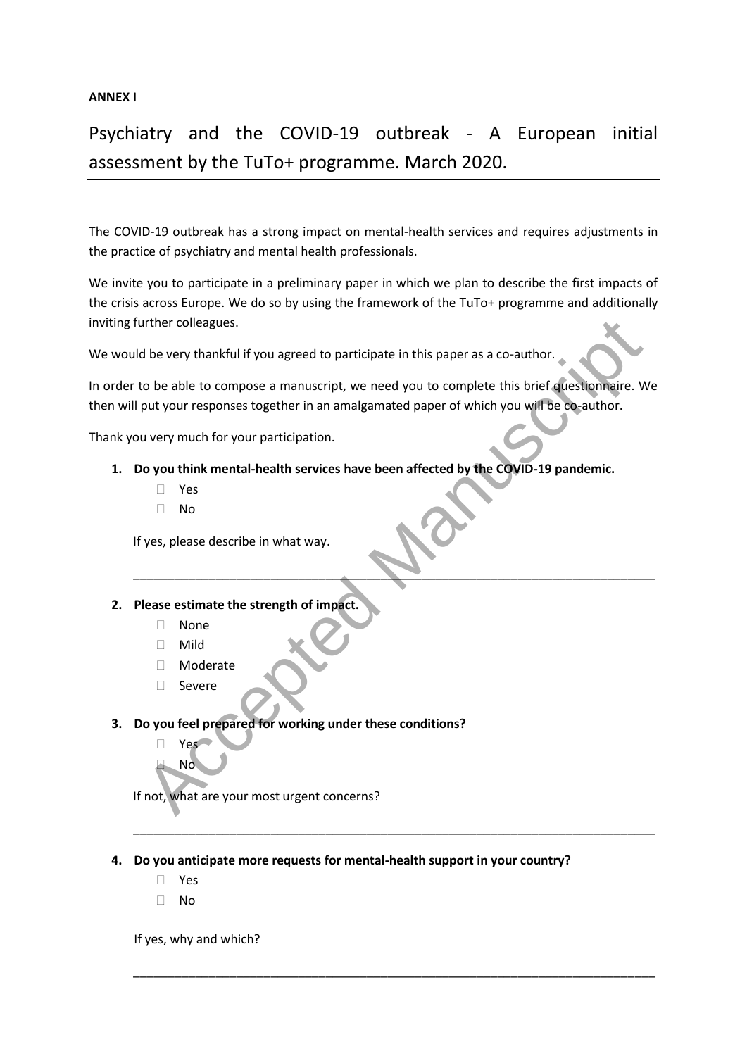**ANNEX I**

# Psychiatry and the COVID-19 outbreak - A European initial assessment by the TuTo+ programme. March 2020.

The COVID-19 outbreak has a strong impact on mental-health services and requires adjustments in the practice of psychiatry and mental health professionals.

We invite you to participate in a preliminary paper in which we plan to describe the first impacts of the crisis across Europe. We do so by using the framework of the TuTo+ programme and additionally inviting further colleagues.

We would be very thankful if you agreed to participate in this paper as a co-author.

In order to be able to compose a manuscript, we need you to complete this brief questionnaire. We then will put your responses together in an amalgamated paper of which you will be co-author.

Thank you very much for your participation.

1. **Do you think mental-health services have been affected by the COVID-19 pandemic.**
   - ☐ Yes
   - ☐ No

   If yes, please describe in what way.

   ___________________________________________________________________________

2. **Please estimate the strength of impact.**
   - ☐ None
   - ☐ Mild
   - ☐ Moderate
   - ☐ Severe

3. **Do you feel prepared for working under these conditions?**
   - ☐ Yes
   - ☐ No

   If not, what are your most urgent concerns?

   ___________________________________________________________________________

4. **Do you anticipate more requests for mental-health support in your country?**
   - ☐ Yes
   - ☐ No

   If yes, why and which?

   ___________________________________________________________________________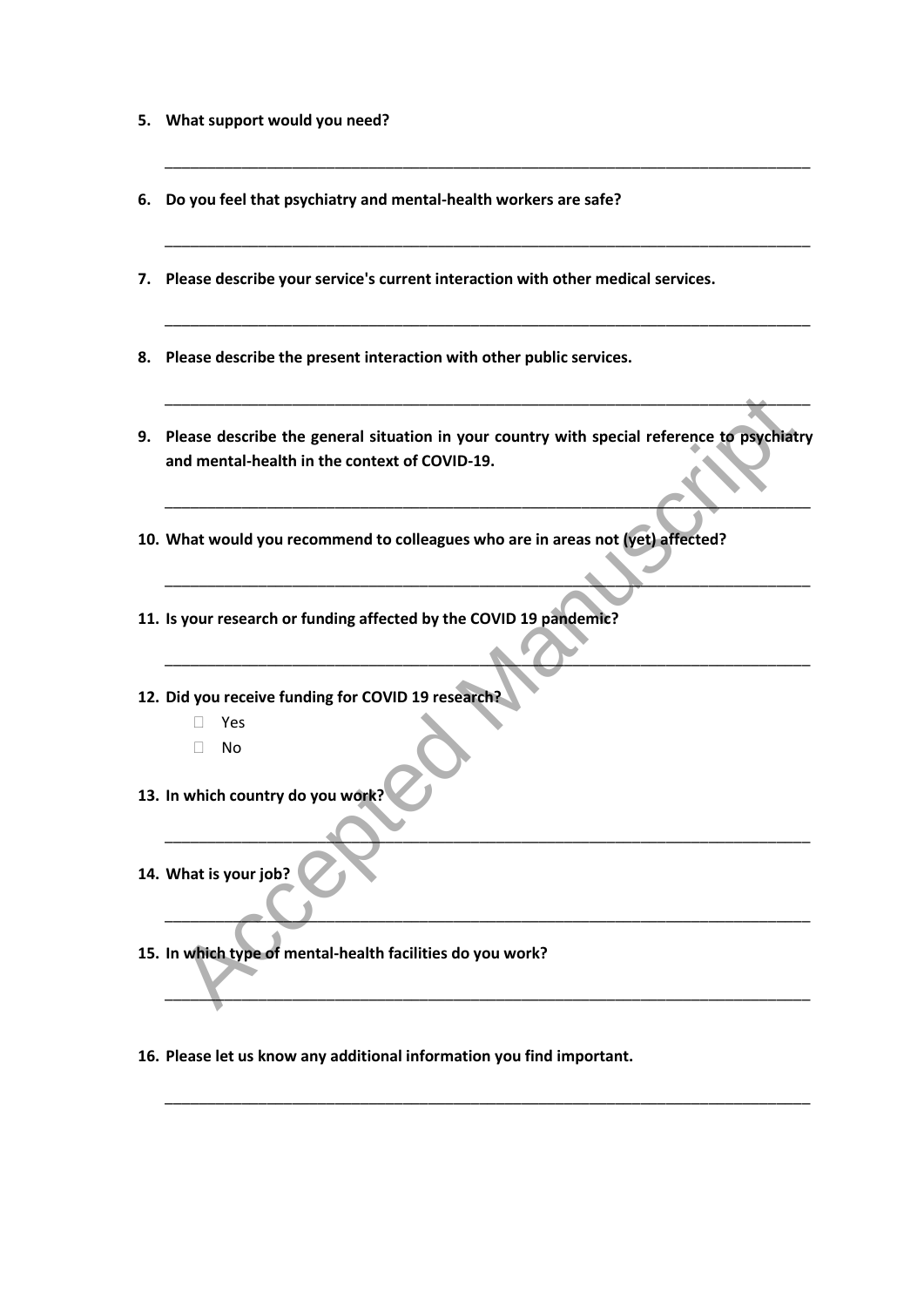5. **What support would you need?**

________________________________________________________________________________

6. **Do you feel that psychiatry and mental-health workers are safe?**

________________________________________________________________________________

7. **Please describe your service's current interaction with other medical services.**

________________________________________________________________________________

8. **Please describe the present interaction with other public services.**

________________________________________________________________________________

9. **Please describe the general situation in your country with special reference to psychiatry and mental-health in the context of COVID-19.**

________________________________________________________________________________

10. **What would you recommend to colleagues who are in areas not (yet) affected?**

________________________________________________________________________________

11. **Is your research or funding affected by the COVID 19 pandemic?**

________________________________________________________________________________

12. **Did you receive funding for COVID 19 research?**
    - Yes
    - No

13. **In which country do you work?**

________________________________________________________________________________

14. **What is your job?**

________________________________________________________________________________

15. **In which type of mental-health facilities do you work?**

________________________________________________________________________________

16. **Please let us know any additional information you find important.**

________________________________________________________________________________